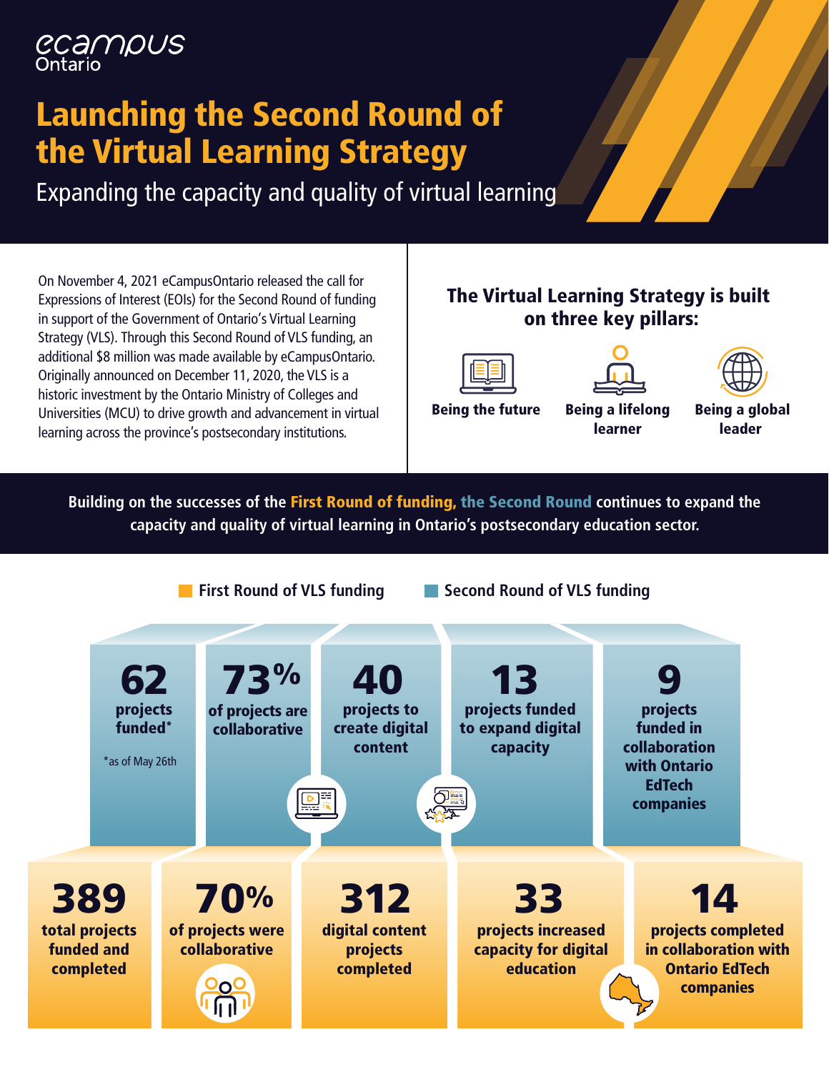eCampus Ontario

# Launching the Second Round of the Virtual Learning Strategy

Expanding the capacity and quality of virtual learning

On November 4, 2021 eCampusOntario released the call for Expressions of Interest (EOIs) for the Second Round of funding in support of the Government of Ontario's Virtual Learning Strategy (VLS). Through this Second Round of VLS funding, an additional $8 million was made available by eCampusOntario. Originally announced on December 11, 2020, the VLS is a historic investment by the Ontario Ministry of Colleges and Universities (MCU) to drive growth and advancement in virtual learning across the province's postsecondary institutions.

## The Virtual Learning Strategy is built on three key pillars:

- **Being the future**
- **Being a lifelong learner**
- **Being a global leader**

**Building on the successes of the First Round of funding, the Second Round continues to expand the capacity and quality of virtual learning in Ontario's postsecondary education sector.**

First Round of VLS funding | Second Round of VLS funding

### Second Round of VLS funding

- **62** projects funded* (*as of May 26th)
- **73%** of projects are collaborative
- **40** projects to create digital content
- **13** projects funded to expand digital capacity
- **9** projects funded in collaboration with Ontario EdTech companies

### First Round of VLS funding

- **389** total projects funded and completed
- **70%** of projects were collaborative
- **312** digital content projects completed
- **33** projects increased capacity for digital education
- **14** projects completed in collaboration with Ontario EdTech companies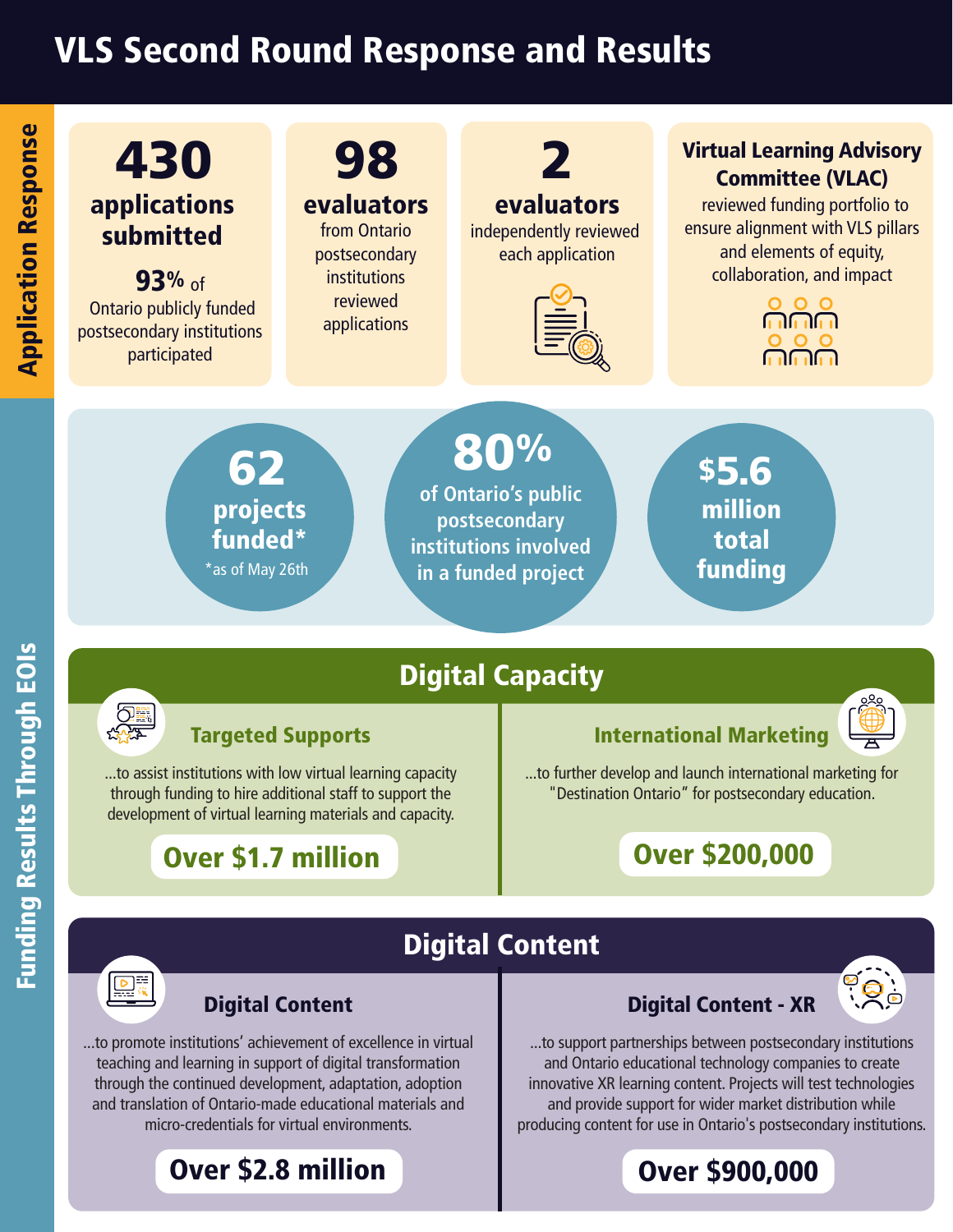# VLS Second Round Response and Results

## Application Response

**430** applications submitted

**93%** of Ontario publicly funded postsecondary institutions participated

**98** evaluators from Ontario postsecondary institutions reviewed applications

**2** evaluators independently reviewed each application

**Virtual Learning Advisory Committee (VLAC)** reviewed funding portfolio to ensure alignment with VLS pillars and elements of equity, collaboration, and impact

## Funding Results Through EOIs

**62** projects funded*

*as of May 26th

**80%** of Ontario's public postsecondary institutions involved in a funded project

**$5.6** million total funding

### Digital Capacity

#### Targeted Supports

...to assist institutions with low virtual learning capacity through funding to hire additional staff to support the development of virtual learning materials and capacity.

**Over $1.7 million**

#### International Marketing

...to further develop and launch international marketing for "Destination Ontario" for postsecondary education.

**Over $200,000**

### Digital Content

#### Digital Content

...to promote institutions' achievement of excellence in virtual teaching and learning in support of digital transformation through the continued development, adaptation, adoption and translation of Ontario-made educational materials and micro-credentials for virtual environments.

**Over $2.8 million**

#### Digital Content - XR

...to support partnerships between postsecondary institutions and Ontario educational technology companies to create innovative XR learning content. Projects will test technologies and provide support for wider market distribution while producing content for use in Ontario's postsecondary institutions.

**Over $900,000**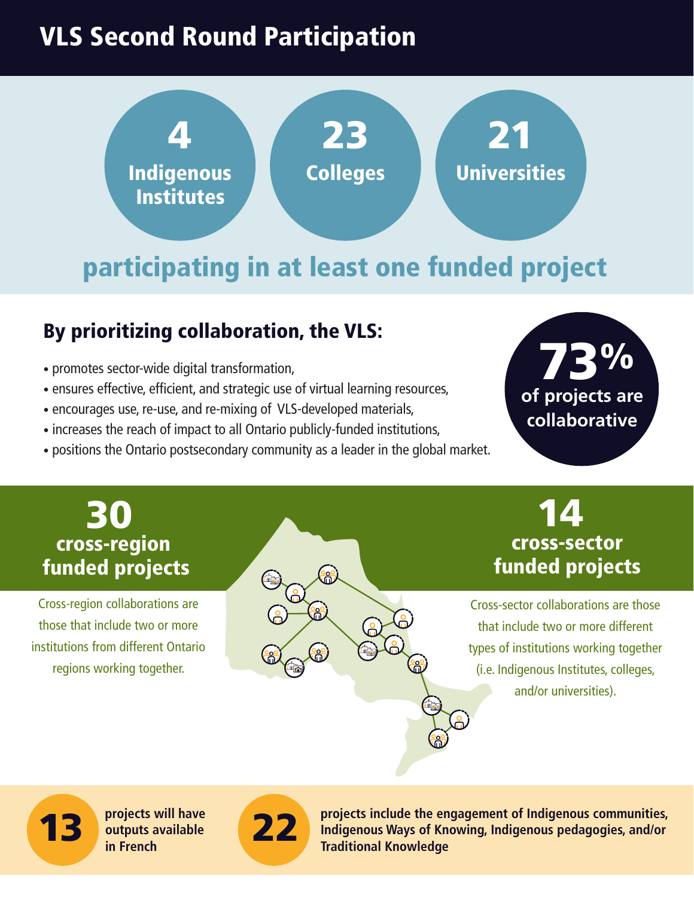# VLS Second Round Participation

**4** Indigenous Institutes

**23** Colleges

**21** Universities

## participating in at least one funded project

### By prioritizing collaboration, the VLS:

- promotes sector-wide digital transformation,
- ensures effective, efficient, and strategic use of virtual learning resources,
- encourages use, re-use, and re-mixing of VLS-developed materials,
- increases the reach of impact to all Ontario publicly-funded institutions,
- positions the Ontario postsecondary community as a leader in the global market.

**73%** of projects are collaborative

**30** cross-region funded projects

Cross-region collaborations are those that include two or more institutions from different Ontario regions working together.

**14** cross-sector funded projects

Cross-sector collaborations are those that include two or more different types of institutions working together (i.e. Indigenous Institutes, colleges, and/or universities).

**13** projects will have outputs available in French

**22** projects include the engagement of Indigenous communities, Indigenous Ways of Knowing, Indigenous pedagogies, and/or Traditional Knowledge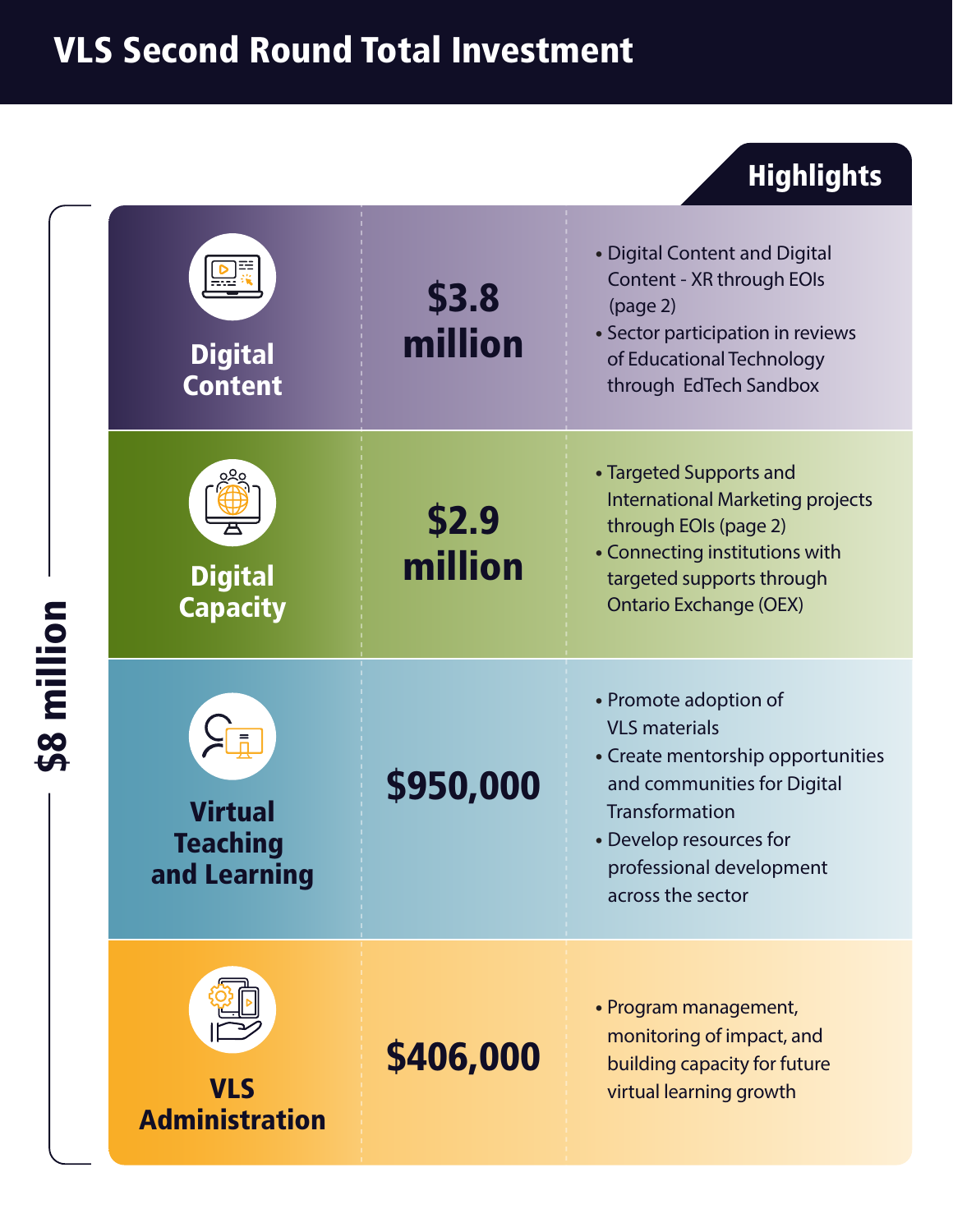# VLS Second Round Total Investment

**$8 million**

| Area | Investment | Highlights |
| --- | --- | --- |
| **Digital Content** | **$3.8 million** | • Digital Content and Digital Content - XR through EOIs (page 2)<br>• Sector participation in reviews of Educational Technology through EdTech Sandbox |
| **Digital Capacity** | **$2.9 million** | • Targeted Supports and International Marketing projects through EOIs (page 2)<br>• Connecting institutions with targeted supports through Ontario Exchange (OEX) |
| **Virtual Teaching and Learning** | **$950,000** | • Promote adoption of VLS materials<br>• Create mentorship opportunities and communities for Digital Transformation<br>• Develop resources for professional development across the sector |
| **VLS Administration** | **$406,000** | • Program management, monitoring of impact, and building capacity for future virtual learning growth |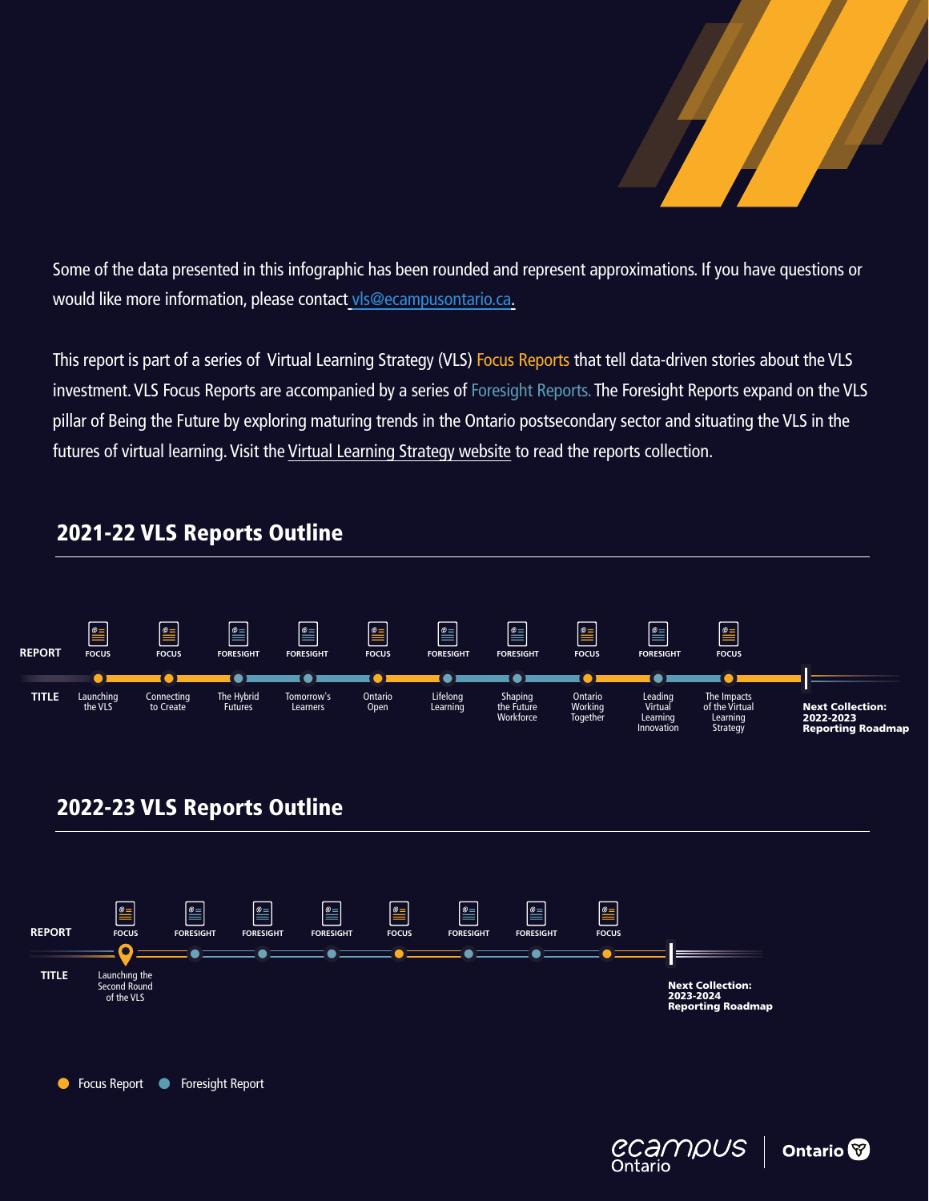Some of the data presented in this infographic has been rounded and represent approximations. If you have questions or would like more information, please contact vls@ecampusontario.ca.

This report is part of a series of Virtual Learning Strategy (VLS) Focus Reports that tell data-driven stories about the VLS investment. VLS Focus Reports are accompanied by a series of Foresight Reports. The Foresight Reports expand on the VLS pillar of Being the Future by exploring maturing trends in the Ontario postsecondary sector and situating the VLS in the futures of virtual learning. Visit the Virtual Learning Strategy website to read the reports collection.

## 2021-22 VLS Reports Outline

REPORT
TITLE

FOCUS — Launching the VLS
FOCUS — Connecting to Create
FORESIGHT — The Hybrid Futures
FORESIGHT — Tomorrow's Learners
FOCUS — Ontario Open
FORESIGHT — Lifelong Learning
FORESIGHT — Shaping the Future Workforce
FOCUS — Ontario Working Together
FORESIGHT — Leading Virtual Learning Innovation
FOCUS — The Impacts of the Virtual Learning Strategy

**Next Collection: 2022-2023 Reporting Roadmap**

## 2022-23 VLS Reports Outline

REPORT
TITLE

FOCUS — Launching the Second Round of the VLS
FORESIGHT
FORESIGHT
FORESIGHT
FOCUS
FORESIGHT
FORESIGHT
FOCUS

**Next Collection: 2023-2024 Reporting Roadmap**

Focus Report
Foresight Report

ecampus Ontario | Ontario